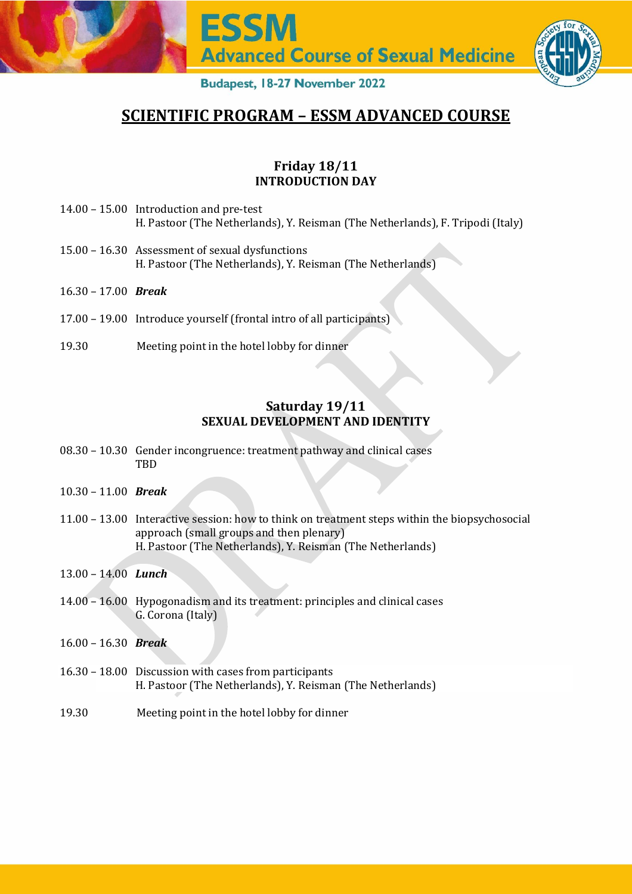# ESSM Advanced Course of Sexual Medicine

Budapest, 18-27 November 2022

# SCIENTIFIC PROGRAM – ESSM ADVANCED COURSE

## Friday 18/11
### INTRODUCTION DAY

14.00 – 15.00 Introduction and pre-test
H. Pastoor (The Netherlands), Y. Reisman (The Netherlands), F. Tripodi (Italy)

15.00 – 16.30 Assessment of sexual dysfunctions
H. Pastoor (The Netherlands), Y. Reisman (The Netherlands)

16.30 – 17.00 ***Break***

17.00 – 19.00 Introduce yourself (frontal intro of all participants)

19.30 Meeting point in the hotel lobby for dinner

## Saturday 19/11
### SEXUAL DEVELOPMENT AND IDENTITY

08.30 – 10.30 Gender incongruence: treatment pathway and clinical cases
TBD

10.30 – 11.00 ***Break***

11.00 – 13.00 Interactive session: how to think on treatment steps within the biopsychosocial approach (small groups and then plenary)
H. Pastoor (The Netherlands), Y. Reisman (The Netherlands)

13.00 – 14.00 ***Lunch***

14.00 – 16.00 Hypogonadism and its treatment: principles and clinical cases
G. Corona (Italy)

16.00 – 16.30 ***Break***

16.30 – 18.00 Discussion with cases from participants
H. Pastoor (The Netherlands), Y. Reisman (The Netherlands)

19.30 Meeting point in the hotel lobby for dinner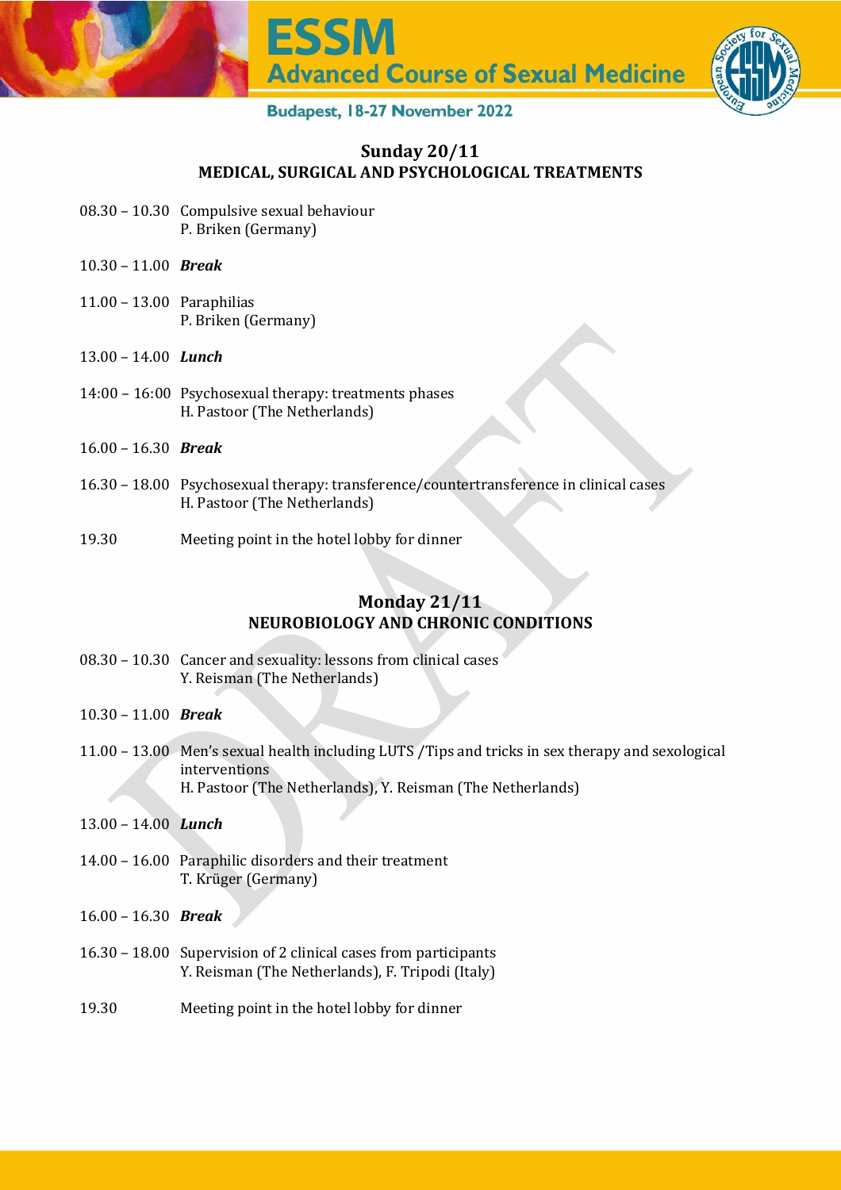## Sunday 20/11
### MEDICAL, SURGICAL AND PSYCHOLOGICAL TREATMENTS

08.30 – 10.30 Compulsive sexual behaviour
P. Briken (Germany)

10.30 – 11.00 ***Break***

11.00 – 13.00 Paraphilias
P. Briken (Germany)

13.00 – 14.00 ***Lunch***

14:00 – 16:00 Psychosexual therapy: treatments phases
H. Pastoor (The Netherlands)

16.00 – 16.30 ***Break***

16.30 – 18.00 Psychosexual therapy: transference/countertransference in clinical cases
H. Pastoor (The Netherlands)

19.30 Meeting point in the hotel lobby for dinner

## Monday 21/11
### NEUROBIOLOGY AND CHRONIC CONDITIONS

08.30 – 10.30 Cancer and sexuality: lessons from clinical cases
Y. Reisman (The Netherlands)

10.30 – 11.00 ***Break***

11.00 – 13.00 Men's sexual health including LUTS /Tips and tricks in sex therapy and sexological interventions
H. Pastoor (The Netherlands), Y. Reisman (The Netherlands)

13.00 – 14.00 ***Lunch***

14.00 – 16.00 Paraphilic disorders and their treatment
T. Krüger (Germany)

16.00 – 16.30 ***Break***

16.30 – 18.00 Supervision of 2 clinical cases from participants
Y. Reisman (The Netherlands), F. Tripodi (Italy)

19.30 Meeting point in the hotel lobby for dinner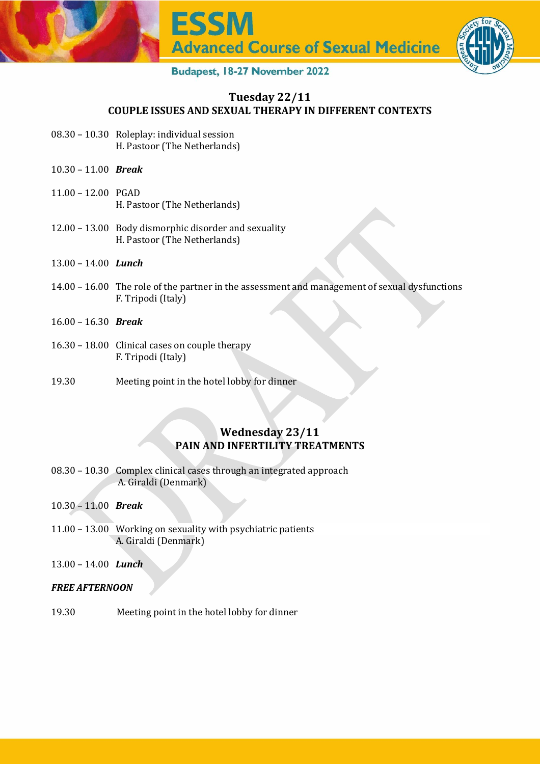## Tuesday 22/11

### COUPLE ISSUES AND SEXUAL THERAPY IN DIFFERENT CONTEXTS

08.30 – 10.30 Roleplay: individual session
H. Pastoor (The Netherlands)

10.30 – 11.00 ***Break***

11.00 – 12.00 PGAD
H. Pastoor (The Netherlands)

12.00 – 13.00 Body dismorphic disorder and sexuality
H. Pastoor (The Netherlands)

13.00 – 14.00 ***Lunch***

14.00 – 16.00 The role of the partner in the assessment and management of sexual dysfunctions
F. Tripodi (Italy)

16.00 – 16.30 ***Break***

16.30 – 18.00 Clinical cases on couple therapy
F. Tripodi (Italy)

19.30 Meeting point in the hotel lobby for dinner

## Wednesday 23/11

### PAIN AND INFERTILITY TREATMENTS

08.30 – 10.30 Complex clinical cases through an integrated approach
A. Giraldi (Denmark)

10.30 – 11.00 ***Break***

11.00 – 13.00 Working on sexuality with psychiatric patients
A. Giraldi (Denmark)

13.00 – 14.00 ***Lunch***

***FREE AFTERNOON***

19.30 Meeting point in the hotel lobby for dinner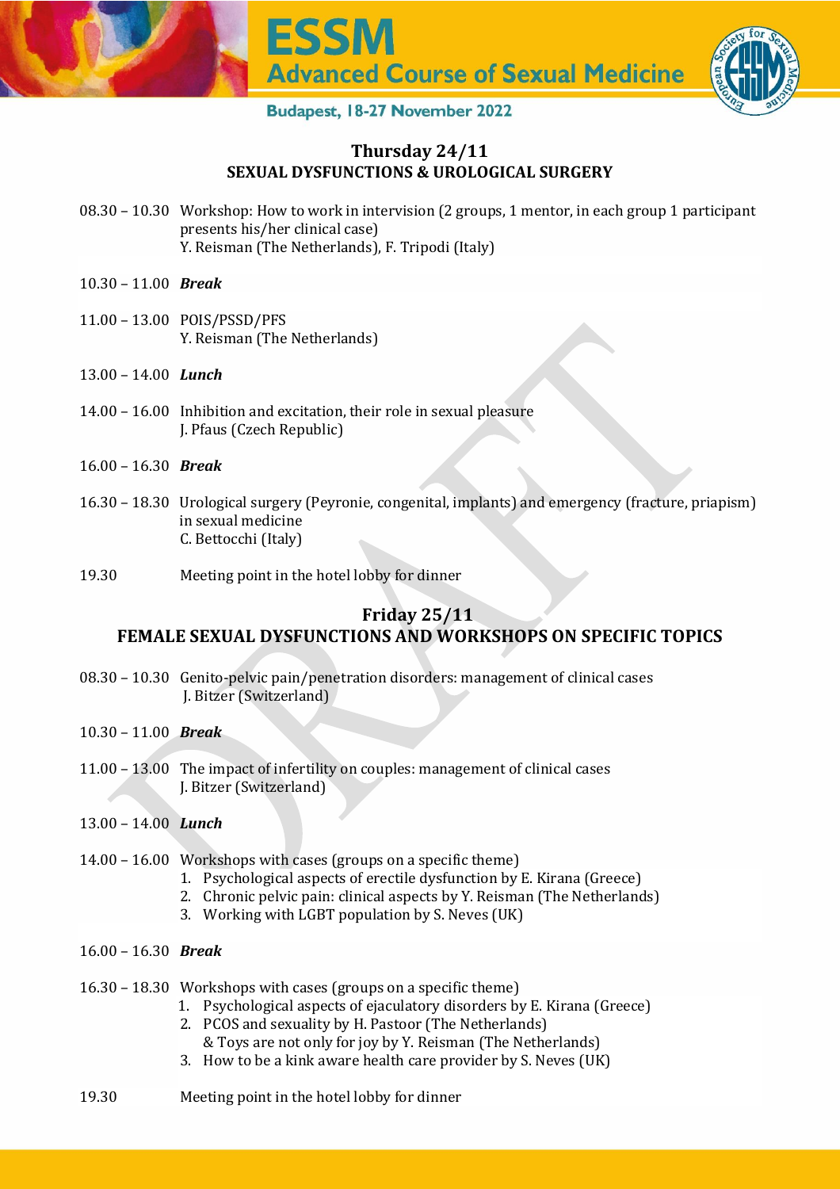## Thursday 24/11

### SEXUAL DYSFUNCTIONS & UROLOGICAL SURGERY

08.30 – 10.30 Workshop: How to work in intervision (2 groups, 1 mentor, in each group 1 participant presents his/her clinical case)
Y. Reisman (The Netherlands), F. Tripodi (Italy)

10.30 – 11.00 ***Break***

11.00 – 13.00 POIS/PSSD/PFS
Y. Reisman (The Netherlands)

13.00 – 14.00 ***Lunch***

14.00 – 16.00 Inhibition and excitation, their role in sexual pleasure
J. Pfaus (Czech Republic)

16.00 – 16.30 ***Break***

16.30 – 18.30 Urological surgery (Peyronie, congenital, implants) and emergency (fracture, priapism) in sexual medicine
C. Bettocchi (Italy)

19.30 Meeting point in the hotel lobby for dinner

## Friday 25/11

### FEMALE SEXUAL DYSFUNCTIONS AND WORKSHOPS ON SPECIFIC TOPICS

08.30 – 10.30 Genito-pelvic pain/penetration disorders: management of clinical cases
J. Bitzer (Switzerland)

10.30 – 11.00 ***Break***

11.00 – 13.00 The impact of infertility on couples: management of clinical cases
J. Bitzer (Switzerland)

13.00 – 14.00 ***Lunch***

14.00 – 16.00 Workshops with cases (groups on a specific theme)
1. Psychological aspects of erectile dysfunction by E. Kirana (Greece)
2. Chronic pelvic pain: clinical aspects by Y. Reisman (The Netherlands)
3. Working with LGBT population by S. Neves (UK)

16.00 – 16.30 ***Break***

16.30 – 18.30 Workshops with cases (groups on a specific theme)
1. Psychological aspects of ejaculatory disorders by E. Kirana (Greece)
2. PCOS and sexuality by H. Pastoor (The Netherlands)
   & Toys are not only for joy by Y. Reisman (The Netherlands)
3. How to be a kink aware health care provider by S. Neves (UK)

19.30 Meeting point in the hotel lobby for dinner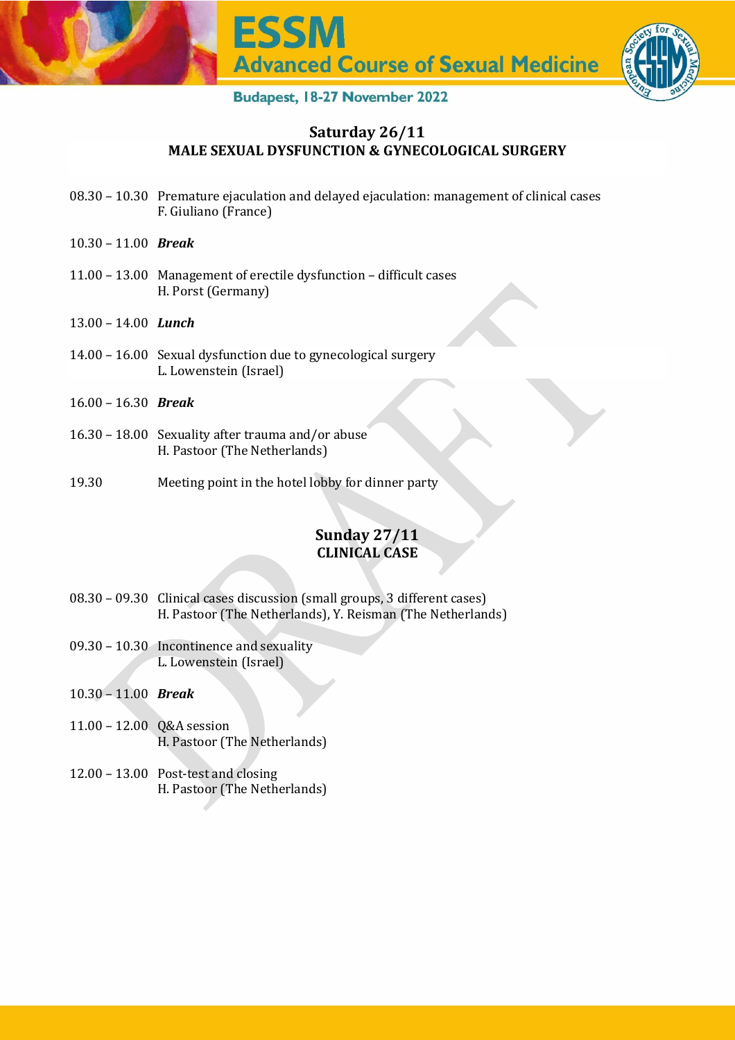## Saturday 26/11
### MALE SEXUAL DYSFUNCTION & GYNECOLOGICAL SURGERY

08.30 – 10.30 Premature ejaculation and delayed ejaculation: management of clinical cases
F. Giuliano (France)

10.30 – 11.00 ***Break***

11.00 – 13.00 Management of erectile dysfunction – difficult cases
H. Porst (Germany)

13.00 – 14.00 ***Lunch***

14.00 – 16.00 Sexual dysfunction due to gynecological surgery
L. Lowenstein (Israel)

16.00 – 16.30 ***Break***

16.30 – 18.00 Sexuality after trauma and/or abuse
H. Pastoor (The Netherlands)

19.30 Meeting point in the hotel lobby for dinner party

## Sunday 27/11
### CLINICAL CASE

08.30 – 09.30 Clinical cases discussion (small groups, 3 different cases)
H. Pastoor (The Netherlands), Y. Reisman (The Netherlands)

09.30 – 10.30 Incontinence and sexuality
L. Lowenstein (Israel)

10.30 – 11.00 ***Break***

11.00 – 12.00 Q&A session
H. Pastoor (The Netherlands)

12.00 – 13.00 Post-test and closing
H. Pastoor (The Netherlands)